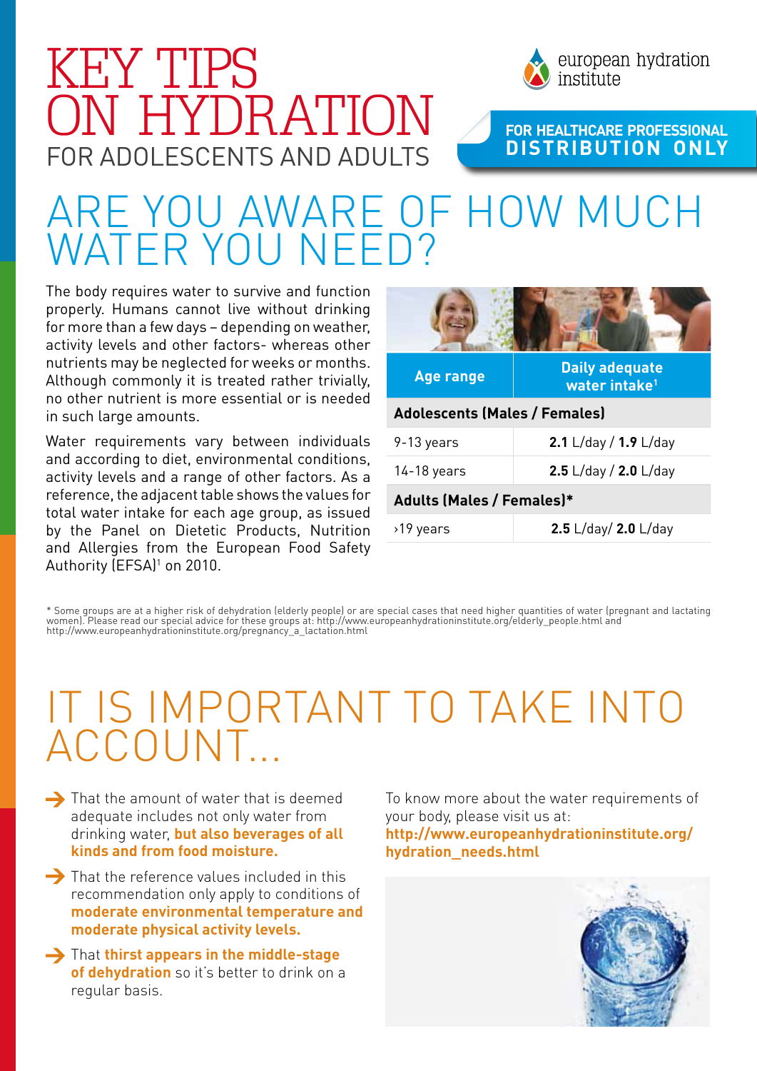# KEY TIPS ON HYDRATION

FOR ADOLESCENTS AND ADULTS

european hydration institute

**FOR HEALTHCARE PROFESSIONAL DISTRIBUTION ONLY**

## ARE YOU AWARE OF HOW MUCH WATER YOU NEED?

The body requires water to survive and function properly. Humans cannot live without drinking for more than a few days – depending on weather, activity levels and other factors- whereas other nutrients may be neglected for weeks or months. Although commonly it is treated rather trivially, no other nutrient is more essential or is needed in such large amounts.

Water requirements vary between individuals and according to diet, environmental conditions, activity levels and a range of other factors. As a reference, the adjacent table shows the values for total water intake for each age group, as issued by the Panel on Dietetic Products, Nutrition and Allergies from the European Food Safety Authority (EFSA)[1] on 2010.

| Age range | Daily adequate water intake[1] |
|---|---|
| **Adolescents (Males / Females)** | |
| 9-13 years | **2.1** L/day / **1.9** L/day |
| 14-18 years | **2.5** L/day / **2.0** L/day |
| **Adults (Males / Females)*** | |
| ›19 years | **2.5** L/day/ **2.0** L/day |

* Some groups are at a higher risk of dehydration (elderly people) or are special cases that need higher quantities of water (pregnant and lactating women). Please read our special advice for these groups at: http://www.europeanhydrationinstitute.org/elderly_people.html and http://www.europeanhydrationinstitute.org/pregnancy_a_lactation.html

## IT IS IMPORTANT TO TAKE INTO ACCOUNT...

- That the amount of water that is deemed adequate includes not only water from drinking water, **but also beverages of all kinds and from food moisture.**
- That the reference values included in this recommendation only apply to conditions of **moderate environmental temperature and moderate physical activity levels.**
- That **thirst appears in the middle-stage of dehydration** so it's better to drink on a regular basis.

To know more about the water requirements of your body, please visit us at: **http://www.europeanhydrationinstitute.org/hydration_needs.html**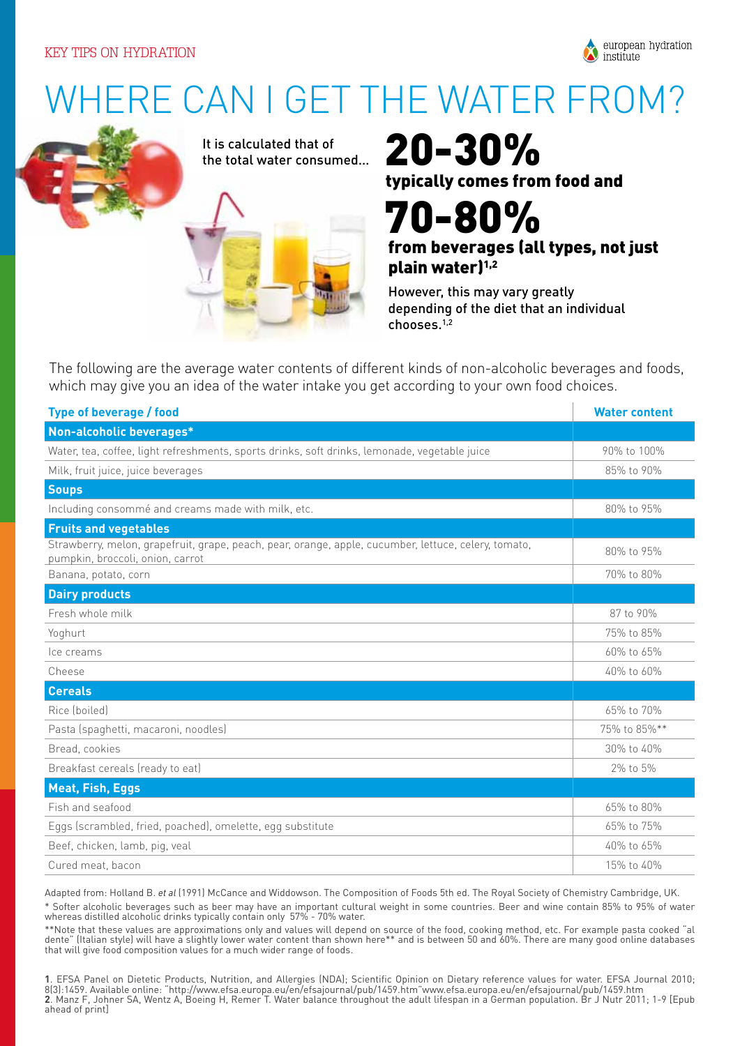KEY TIPS ON HYDRATION

# WHERE CAN I GET THE WATER FROM?

It is calculated that of the total water consumed...

**20-30%**

**typically comes from food and**

**70-80%**

**from beverages (all types, not just plain water)[1,2]**

However, this may vary greatly depending of the diet that an individual chooses.[1,2]

The following are the average water contents of different kinds of non-alcoholic beverages and foods, which may give you an idea of the water intake you get according to your own food choices.

| Type of beverage / food | Water content |
|---|---|
| **Non-alcoholic beverages*** | |
| Water, tea, coffee, light refreshments, sports drinks, soft drinks, lemonade, vegetable juice | 90% to 100% |
| Milk, fruit juice, juice beverages | 85% to 90% |
| **Soups** | |
| Including consommé and creams made with milk, etc. | 80% to 95% |
| **Fruits and vegetables** | |
| Strawberry, melon, grapefruit, grape, peach, pear, orange, apple, cucumber, lettuce, celery, tomato, pumpkin, broccoli, onion, carrot | 80% to 95% |
| Banana, potato, corn | 70% to 80% |
| **Dairy products** | |
| Fresh whole milk | 87 to 90% |
| Yoghurt | 75% to 85% |
| Ice creams | 60% to 65% |
| Cheese | 40% to 60% |
| **Cereals** | |
| Rice (boiled) | 65% to 70% |
| Pasta (spaghetti, macaroni, noodles) | 75% to 85%** |
| Bread, cookies | 30% to 40% |
| Breakfast cereals (ready to eat) | 2% to 5% |
| **Meat, Fish, Eggs** | |
| Fish and seafood | 65% to 80% |
| Eggs (scrambled, fried, poached), omelette, egg substitute | 65% to 75% |
| Beef, chicken, lamb, pig, veal | 40% to 65% |
| Cured meat, bacon | 15% to 40% |

Adapted from: Holland B. *et al* (1991) McCance and Widdowson. The Composition of Foods 5th ed. The Royal Society of Chemistry Cambridge, UK.

* Softer alcoholic beverages such as beer may have an important cultural weight in some countries. Beer and wine contain 85% to 95% of water whereas distilled alcoholic drinks typically contain only 57% - 70% water.

**Note that these values are approximations only and values will depend on source of the food, cooking method, etc. For example pasta cooked "al dente" (Italian style) will have a slightly lower water content than shown here** and is between 50 and 60%. There are many good online databases that will give food composition values for a much wider range of foods.

**1**. EFSA Panel on Dietetic Products, Nutrition, and Allergies (NDA); Scientific Opinion on Dietary reference values for water. EFSA Journal 2010; 8(3):1459. Available online: "http://www.efsa.europa.eu/en/efsajournal/pub/1459.htm"www.efsa.europa.eu/en/efsajournal/pub/1459.htm

**2**. Manz F, Johner SA, Wentz A, Boeing H, Remer T. Water balance throughout the adult lifespan in a German population. Br J Nutr 2011; 1-9 [Epub ahead of print]